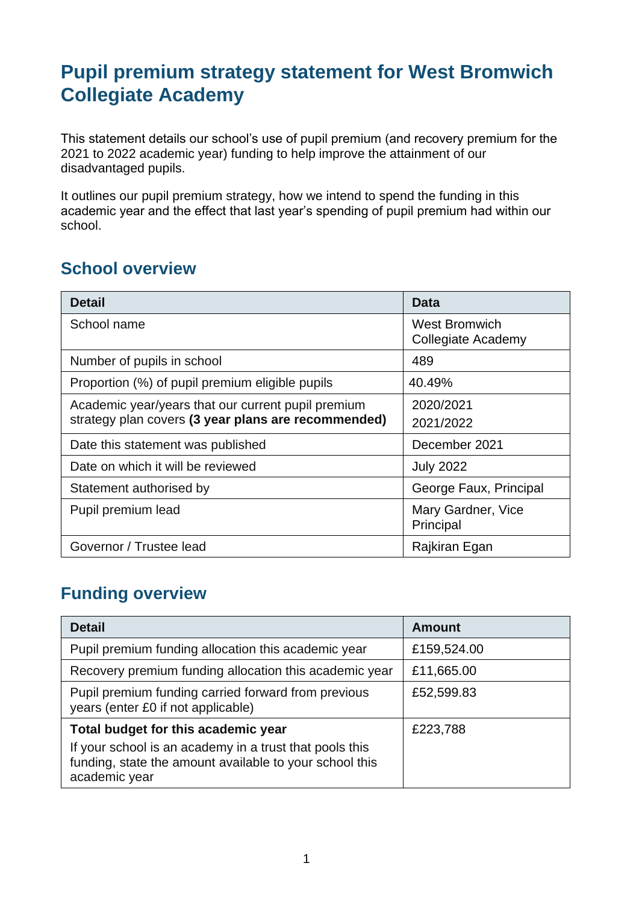# Pupil premium strategy statement for West Bromwich Collegiate Academy

This statement details our school's use of pupil premium (and recovery premium for the 2021 to 2022 academic year) funding to help improve the attainment of our disadvantaged pupils.

It outlines our pupil premium strategy, how we intend to spend the funding in this academic year and the effect that last year's spending of pupil premium had within our school.

## School overview

| Detail | Data |
|---|---|
| School name | West Bromwich Collegiate Academy |
| Number of pupils in school | 489 |
| Proportion (%) of pupil premium eligible pupils | 40.49% |
| Academic year/years that our current pupil premium strategy plan covers **(3 year plans are recommended)** | 2020/2021<br>2021/2022 |
| Date this statement was published | December 2021 |
| Date on which it will be reviewed | July 2022 |
| Statement authorised by | George Faux, Principal |
| Pupil premium lead | Mary Gardner, Vice Principal |
| Governor / Trustee lead | Rajkiran Egan |

## Funding overview

| Detail | Amount |
|---|---|
| Pupil premium funding allocation this academic year | £159,524.00 |
| Recovery premium funding allocation this academic year | £11,665.00 |
| Pupil premium funding carried forward from previous years (enter £0 if not applicable) | £52,599.83 |
| **Total budget for this academic year**<br>If your school is an academy in a trust that pools this funding, state the amount available to your school this academic year | £223,788 |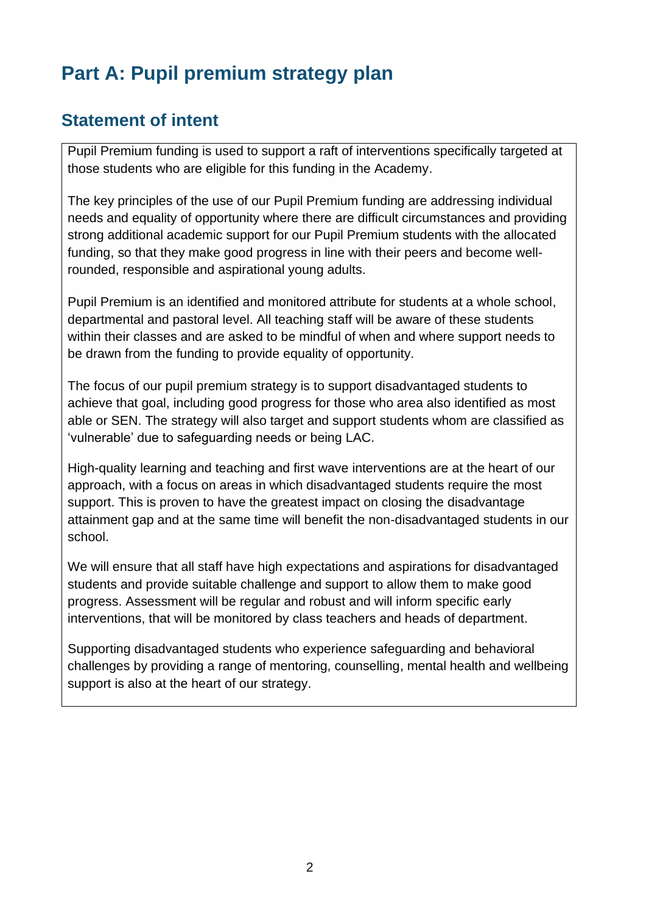# Part A: Pupil premium strategy plan

## Statement of intent

Pupil Premium funding is used to support a raft of interventions specifically targeted at those students who are eligible for this funding in the Academy.

The key principles of the use of our Pupil Premium funding are addressing individual needs and equality of opportunity where there are difficult circumstances and providing strong additional academic support for our Pupil Premium students with the allocated funding, so that they make good progress in line with their peers and become well-rounded, responsible and aspirational young adults.

Pupil Premium is an identified and monitored attribute for students at a whole school, departmental and pastoral level. All teaching staff will be aware of these students within their classes and are asked to be mindful of when and where support needs to be drawn from the funding to provide equality of opportunity.

The focus of our pupil premium strategy is to support disadvantaged students to achieve that goal, including good progress for those who area also identified as most able or SEN. The strategy will also target and support students whom are classified as 'vulnerable' due to safeguarding needs or being LAC.

High-quality learning and teaching and first wave interventions are at the heart of our approach, with a focus on areas in which disadvantaged students require the most support. This is proven to have the greatest impact on closing the disadvantage attainment gap and at the same time will benefit the non-disadvantaged students in our school.

We will ensure that all staff have high expectations and aspirations for disadvantaged students and provide suitable challenge and support to allow them to make good progress. Assessment will be regular and robust and will inform specific early interventions, that will be monitored by class teachers and heads of department.

Supporting disadvantaged students who experience safeguarding and behavioral challenges by providing a range of mentoring, counselling, mental health and wellbeing support is also at the heart of our strategy.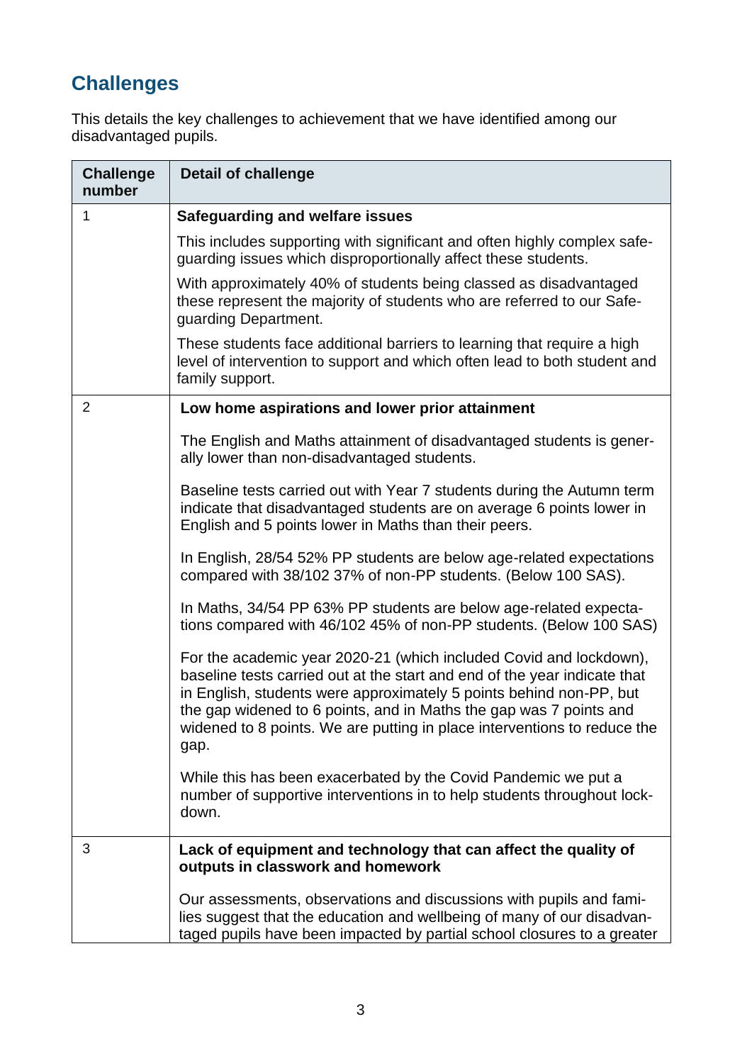## Challenges

This details the key challenges to achievement that we have identified among our disadvantaged pupils.

| Challenge number | Detail of challenge |
|---|---|
| 1 | **Safeguarding and welfare issues**<br><br>This includes supporting with significant and often highly complex safeguarding issues which disproportionally affect these students.<br><br>With approximately 40% of students being classed as disadvantaged these represent the majority of students who are referred to our Safeguarding Department.<br><br>These students face additional barriers to learning that require a high level of intervention to support and which often lead to both student and family support. |
| 2 | **Low home aspirations and lower prior attainment**<br><br>The English and Maths attainment of disadvantaged students is generally lower than non-disadvantaged students.<br><br>Baseline tests carried out with Year 7 students during the Autumn term indicate that disadvantaged students are on average 6 points lower in English and 5 points lower in Maths than their peers.<br><br>In English, 28/54 52% PP students are below age-related expectations compared with 38/102 37% of non-PP students. (Below 100 SAS).<br><br>In Maths, 34/54 PP 63% PP students are below age-related expectations compared with 46/102 45% of non-PP students. (Below 100 SAS)<br><br>For the academic year 2020-21 (which included Covid and lockdown), baseline tests carried out at the start and end of the year indicate that in English, students were approximately 5 points behind non-PP, but the gap widened to 6 points, and in Maths the gap was 7 points and widened to 8 points. We are putting in place interventions to reduce the gap.<br><br>While this has been exacerbated by the Covid Pandemic we put a number of supportive interventions in to help students throughout lockdown. |
| 3 | **Lack of equipment and technology that can affect the quality of outputs in classwork and homework**<br><br>Our assessments, observations and discussions with pupils and families suggest that the education and wellbeing of many of our disadvantaged pupils have been impacted by partial school closures to a greater |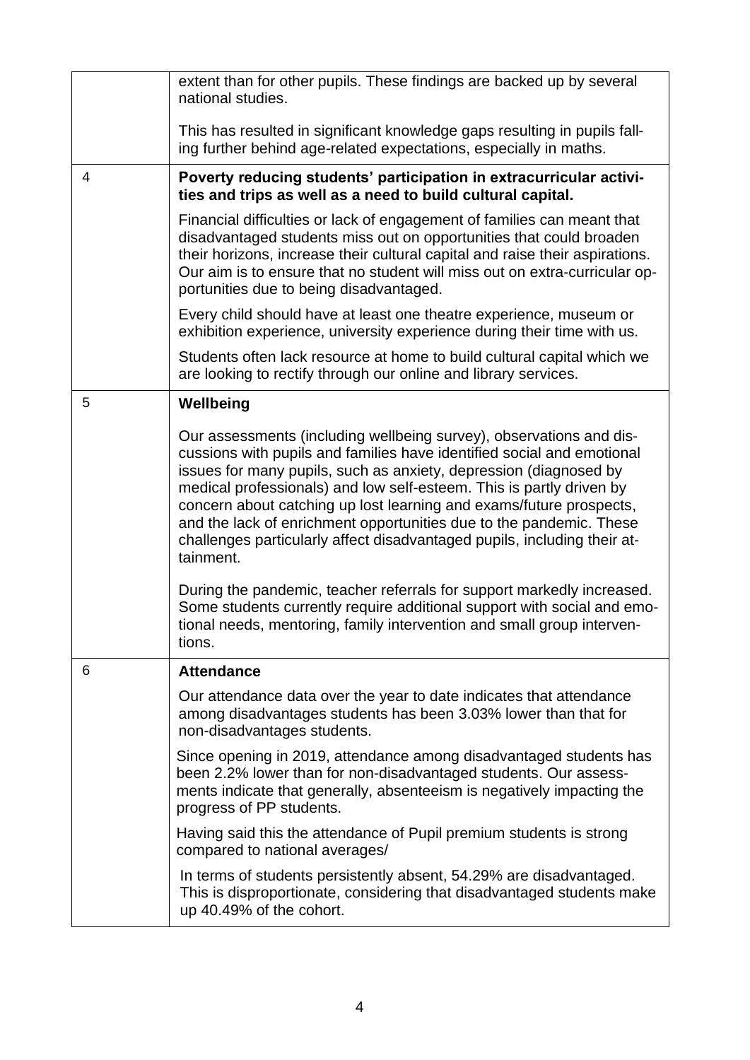| | |
|---|---|
| | extent than for other pupils. These findings are backed up by several national studies.<br><br>This has resulted in significant knowledge gaps resulting in pupils falling further behind age-related expectations, especially in maths. |
| 4 | **Poverty reducing students' participation in extracurricular activities and trips as well as a need to build cultural capital.**<br><br>Financial difficulties or lack of engagement of families can meant that disadvantaged students miss out on opportunities that could broaden their horizons, increase their cultural capital and raise their aspirations. Our aim is to ensure that no student will miss out on extra-curricular opportunities due to being disadvantaged.<br><br>Every child should have at least one theatre experience, museum or exhibition experience, university experience during their time with us.<br><br>Students often lack resource at home to build cultural capital which we are looking to rectify through our online and library services. |
| 5 | **Wellbeing**<br><br>Our assessments (including wellbeing survey), observations and discussions with pupils and families have identified social and emotional issues for many pupils, such as anxiety, depression (diagnosed by medical professionals) and low self-esteem. This is partly driven by concern about catching up lost learning and exams/future prospects, and the lack of enrichment opportunities due to the pandemic. These challenges particularly affect disadvantaged pupils, including their attainment.<br><br>During the pandemic, teacher referrals for support markedly increased. Some students currently require additional support with social and emotional needs, mentoring, family intervention and small group interventions. |
| 6 | **Attendance**<br><br>Our attendance data over the year to date indicates that attendance among disadvantages students has been 3.03% lower than that for non-disadvantages students.<br><br>Since opening in 2019, attendance among disadvantaged students has been 2.2% lower than for non-disadvantaged students. Our assessments indicate that generally, absenteeism is negatively impacting the progress of PP students.<br><br>Having said this the attendance of Pupil premium students is strong compared to national averages/<br><br>In terms of students persistently absent, 54.29% are disadvantaged. This is disproportionate, considering that disadvantaged students make up 40.49% of the cohort. |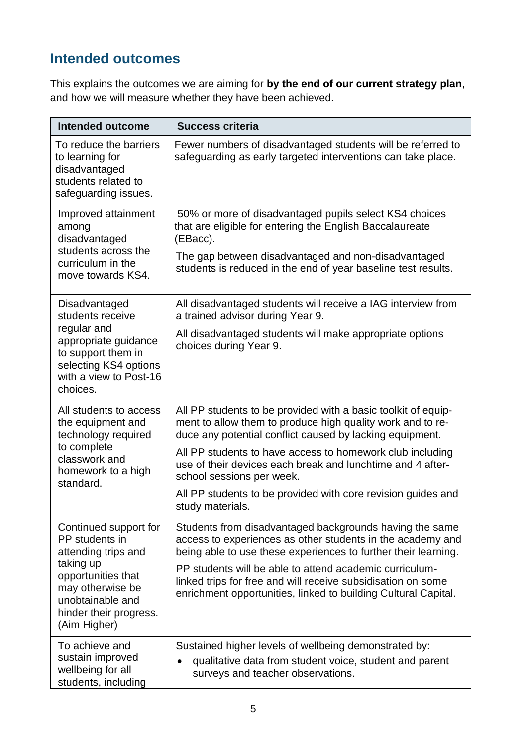## Intended outcomes

This explains the outcomes we are aiming for **by the end of our current strategy plan**, and how we will measure whether they have been achieved.

| Intended outcome | Success criteria |
|---|---|
| To reduce the barriers to learning for disadvantaged students related to safeguarding issues. | Fewer numbers of disadvantaged students will be referred to safeguarding as early targeted interventions can take place. |
| Improved attainment among disadvantaged students across the curriculum in the move towards KS4. | 50% or more of disadvantaged pupils select KS4 choices that are eligible for entering the English Baccalaureate (EBacc).<br>The gap between disadvantaged and non-disadvantaged students is reduced in the end of year baseline test results. |
| Disadvantaged students receive regular and appropriate guidance to support them in selecting KS4 options with a view to Post-16 choices. | All disadvantaged students will receive a IAG interview from a trained advisor during Year 9.<br>All disadvantaged students will make appropriate options choices during Year 9. |
| All students to access the equipment and technology required to complete classwork and homework to a high standard. | All PP students to be provided with a basic toolkit of equipment to allow them to produce high quality work and to reduce any potential conflict caused by lacking equipment.<br>All PP students to have access to homework club including use of their devices each break and lunchtime and 4 after-school sessions per week.<br>All PP students to be provided with core revision guides and study materials. |
| Continued support for PP students in attending trips and taking up opportunities that may otherwise be unobtainable and hinder their progress. (Aim Higher) | Students from disadvantaged backgrounds having the same access to experiences as other students in the academy and being able to use these experiences to further their learning.<br>PP students will be able to attend academic curriculum-linked trips for free and will receive subsidisation on some enrichment opportunities, linked to building Cultural Capital. |
| To achieve and sustain improved wellbeing for all students, including | Sustained higher levels of wellbeing demonstrated by:<br>• qualitative data from student voice, student and parent surveys and teacher observations. |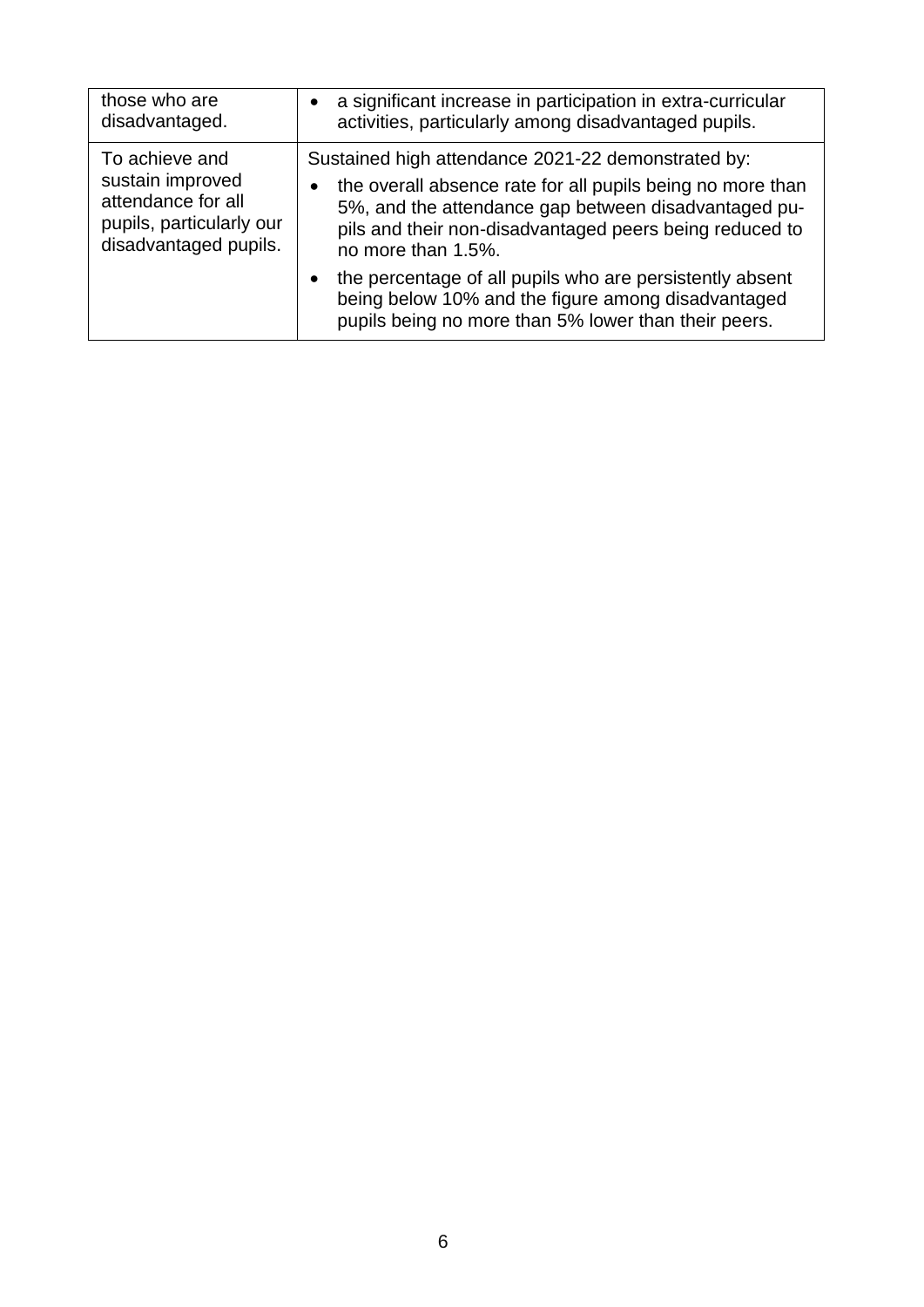| | |
|---|---|
| those who are disadvantaged. | • a significant increase in participation in extra-curricular activities, particularly among disadvantaged pupils. |
| To achieve and sustain improved attendance for all pupils, particularly our disadvantaged pupils. | Sustained high attendance 2021-22 demonstrated by:<br>• the overall absence rate for all pupils being no more than 5%, and the attendance gap between disadvantaged pupils and their non-disadvantaged peers being reduced to no more than 1.5%.<br>• the percentage of all pupils who are persistently absent being below 10% and the figure among disadvantaged pupils being no more than 5% lower than their peers. |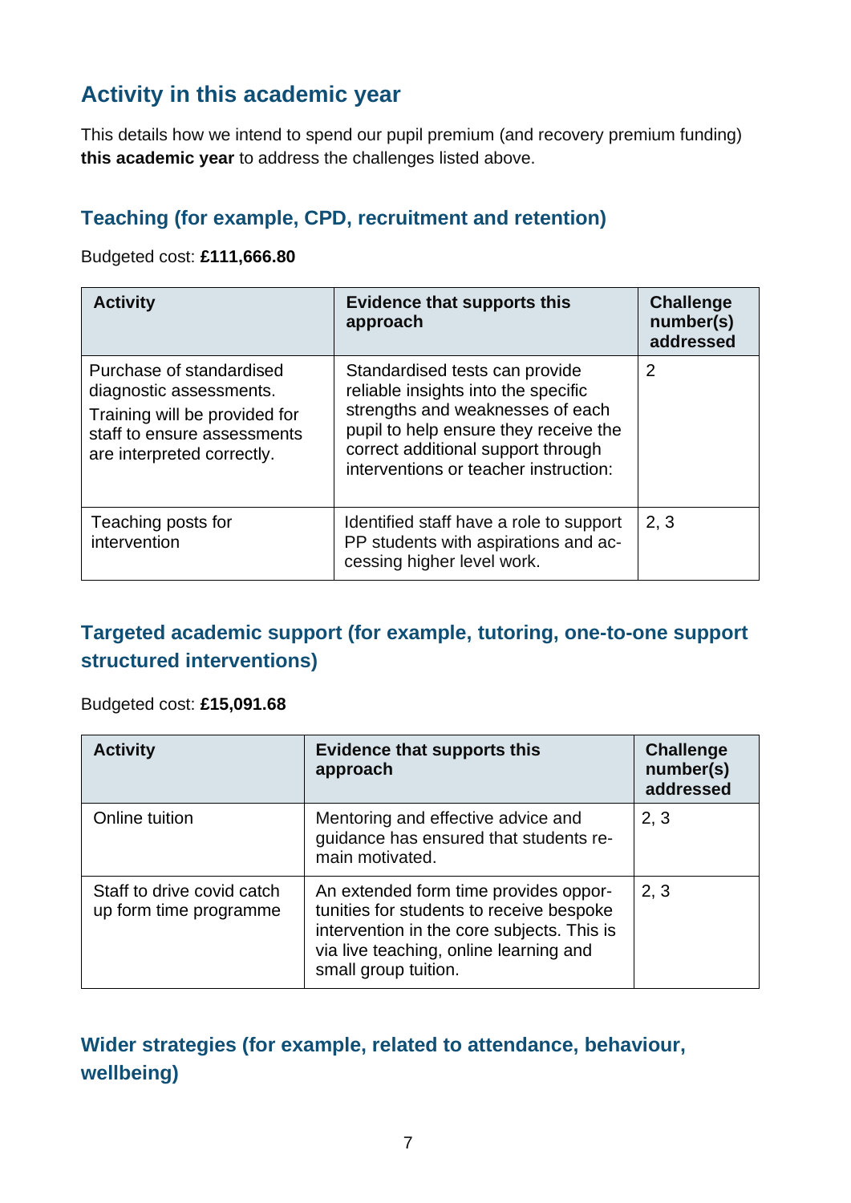## Activity in this academic year

This details how we intend to spend our pupil premium (and recovery premium funding) **this academic year** to address the challenges listed above.

### Teaching (for example, CPD, recruitment and retention)

Budgeted cost: **£111,666.80**

| Activity | Evidence that supports this approach | Challenge number(s) addressed |
|---|---|---|
| Purchase of standardised diagnostic assessments. Training will be provided for staff to ensure assessments are interpreted correctly. | Standardised tests can provide reliable insights into the specific strengths and weaknesses of each pupil to help ensure they receive the correct additional support through interventions or teacher instruction: | 2 |
| Teaching posts for intervention | Identified staff have a role to support PP students with aspirations and accessing higher level work. | 2, 3 |

### Targeted academic support (for example, tutoring, one-to-one support structured interventions)

Budgeted cost: **£15,091.68**

| Activity | Evidence that supports this approach | Challenge number(s) addressed |
|---|---|---|
| Online tuition | Mentoring and effective advice and guidance has ensured that students remain motivated. | 2, 3 |
| Staff to drive covid catch up form time programme | An extended form time provides opportunities for students to receive bespoke intervention in the core subjects. This is via live teaching, online learning and small group tuition. | 2, 3 |

### Wider strategies (for example, related to attendance, behaviour, wellbeing)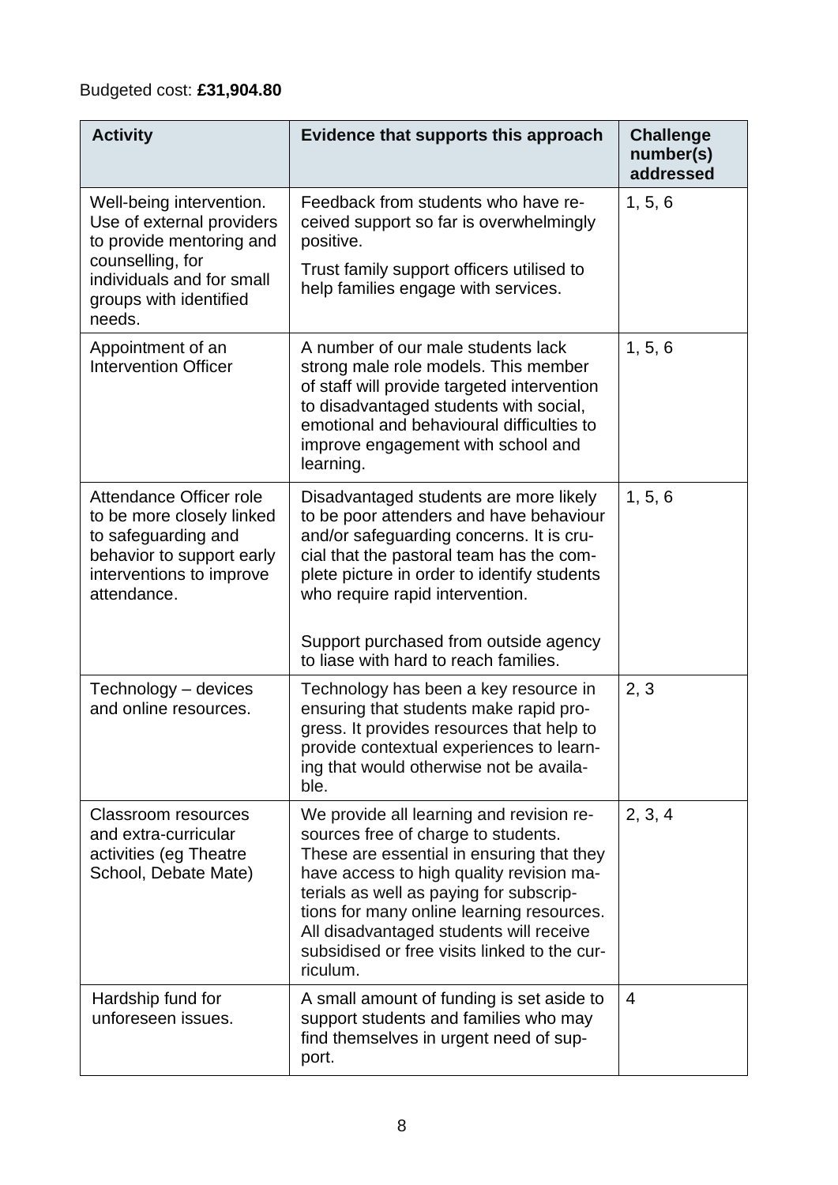Budgeted cost: **£31,904.80**

| Activity | Evidence that supports this approach | Challenge number(s) addressed |
| --- | --- | --- |
| Well-being intervention. Use of external providers to provide mentoring and counselling, for individuals and for small groups with identified needs. | Feedback from students who have received support so far is overwhelmingly positive. Trust family support officers utilised to help families engage with services. | 1, 5, 6 |
| Appointment of an Intervention Officer | A number of our male students lack strong male role models. This member of staff will provide targeted intervention to disadvantaged students with social, emotional and behavioural difficulties to improve engagement with school and learning. | 1, 5, 6 |
| Attendance Officer role to be more closely linked to safeguarding and behavior to support early interventions to improve attendance. | Disadvantaged students are more likely to be poor attenders and have behaviour and/or safeguarding concerns. It is crucial that the pastoral team has the complete picture in order to identify students who require rapid intervention. Support purchased from outside agency to liase with hard to reach families. | 1, 5, 6 |
| Technology – devices and online resources. | Technology has been a key resource in ensuring that students make rapid progress. It provides resources that help to provide contextual experiences to learning that would otherwise not be available. | 2, 3 |
| Classroom resources and extra-curricular activities (eg Theatre School, Debate Mate) | We provide all learning and revision resources free of charge to students. These are essential in ensuring that they have access to high quality revision materials as well as paying for subscriptions for many online learning resources. All disadvantaged students will receive subsidised or free visits linked to the curriculum. | 2, 3, 4 |
| Hardship fund for unforeseen issues. | A small amount of funding is set aside to support students and families who may find themselves in urgent need of support. | 4 |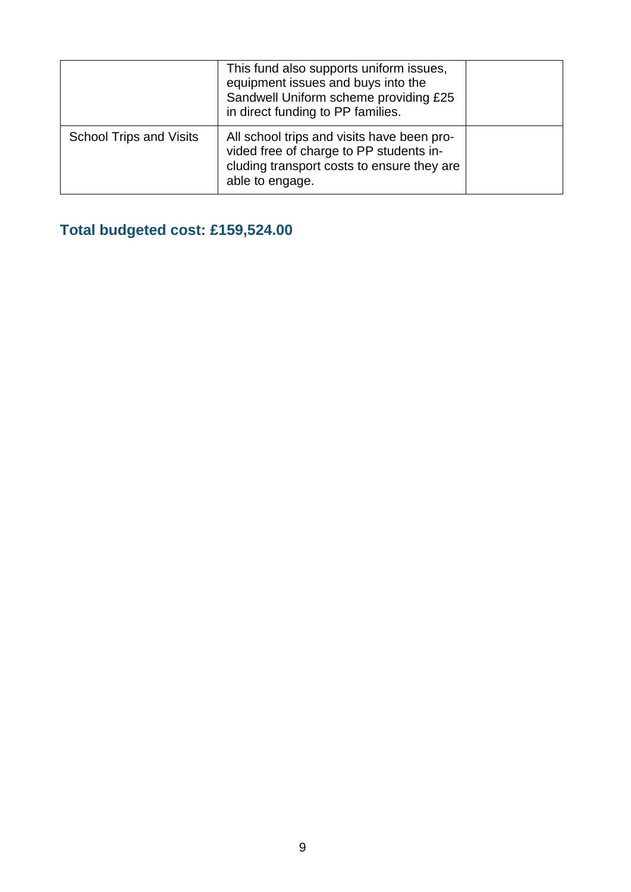| | | |
|---|---|---|
| | This fund also supports uniform issues, equipment issues and buys into the Sandwell Uniform scheme providing £25 in direct funding to PP families. | |
| School Trips and Visits | All school trips and visits have been provided free of charge to PP students including transport costs to ensure they are able to engage. | |

## Total budgeted cost: £159,524.00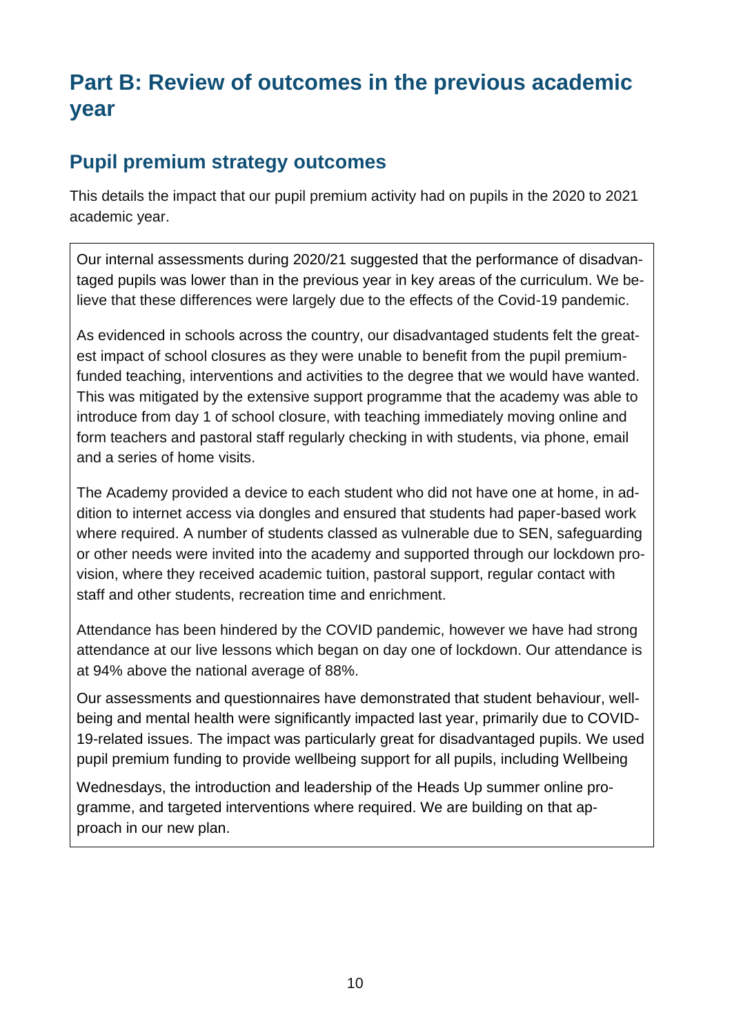# Part B: Review of outcomes in the previous academic year

## Pupil premium strategy outcomes

This details the impact that our pupil premium activity had on pupils in the 2020 to 2021 academic year.

Our internal assessments during 2020/21 suggested that the performance of disadvantaged pupils was lower than in the previous year in key areas of the curriculum. We believe that these differences were largely due to the effects of the Covid-19 pandemic.

As evidenced in schools across the country, our disadvantaged students felt the greatest impact of school closures as they were unable to benefit from the pupil premium-funded teaching, interventions and activities to the degree that we would have wanted. This was mitigated by the extensive support programme that the academy was able to introduce from day 1 of school closure, with teaching immediately moving online and form teachers and pastoral staff regularly checking in with students, via phone, email and a series of home visits.

The Academy provided a device to each student who did not have one at home, in addition to internet access via dongles and ensured that students had paper-based work where required. A number of students classed as vulnerable due to SEN, safeguarding or other needs were invited into the academy and supported through our lockdown provision, where they received academic tuition, pastoral support, regular contact with staff and other students, recreation time and enrichment.

Attendance has been hindered by the COVID pandemic, however we have had strong attendance at our live lessons which began on day one of lockdown. Our attendance is at 94% above the national average of 88%.

Our assessments and questionnaires have demonstrated that student behaviour, wellbeing and mental health were significantly impacted last year, primarily due to COVID-19-related issues. The impact was particularly great for disadvantaged pupils. We used pupil premium funding to provide wellbeing support for all pupils, including Wellbeing

Wednesdays, the introduction and leadership of the Heads Up summer online programme, and targeted interventions where required. We are building on that approach in our new plan.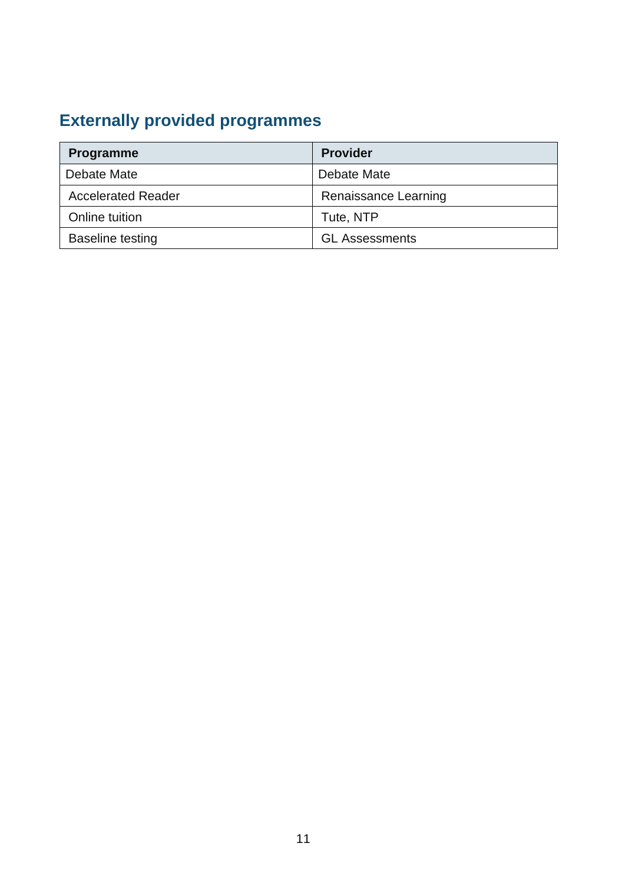## Externally provided programmes

| Programme | Provider |
| --- | --- |
| Debate Mate | Debate Mate |
| Accelerated Reader | Renaissance Learning |
| Online tuition | Tute, NTP |
| Baseline testing | GL Assessments |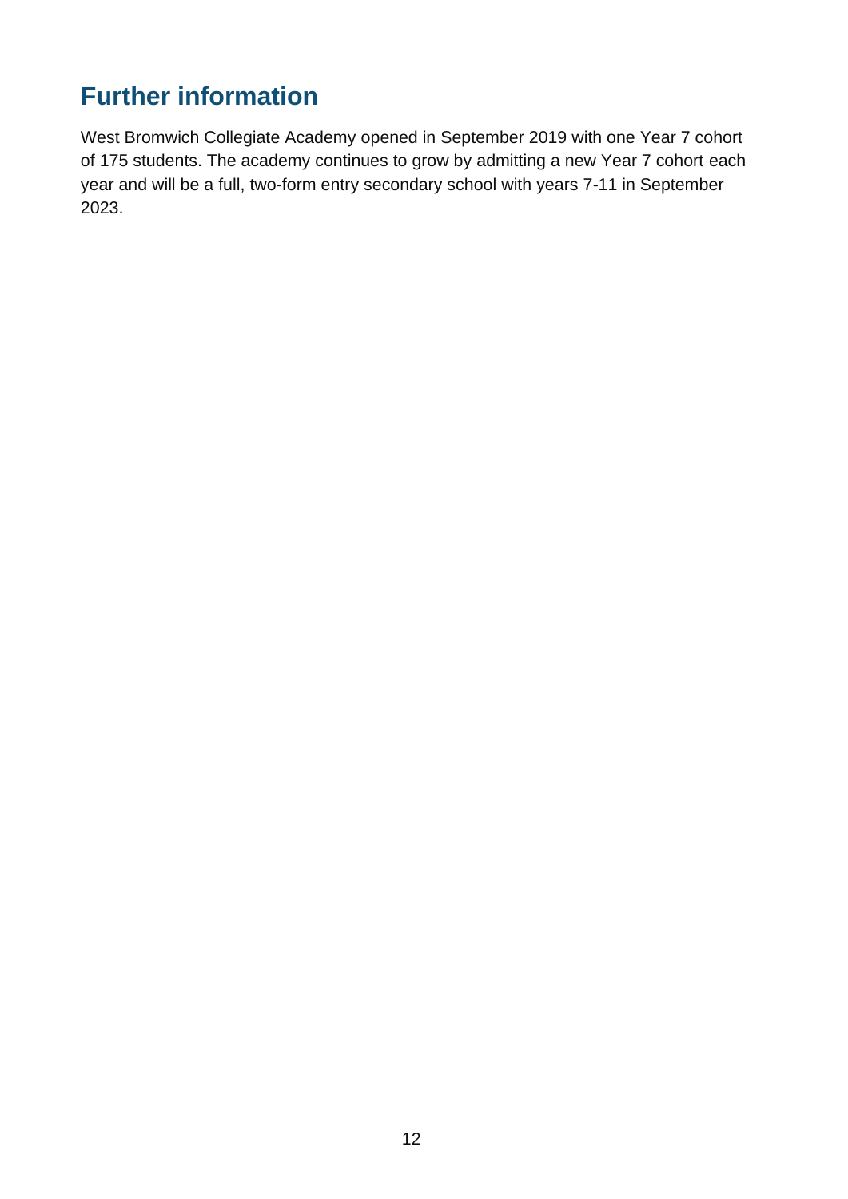## Further information

West Bromwich Collegiate Academy opened in September 2019 with one Year 7 cohort of 175 students. The academy continues to grow by admitting a new Year 7 cohort each year and will be a full, two-form entry secondary school with years 7-11 in September 2023.